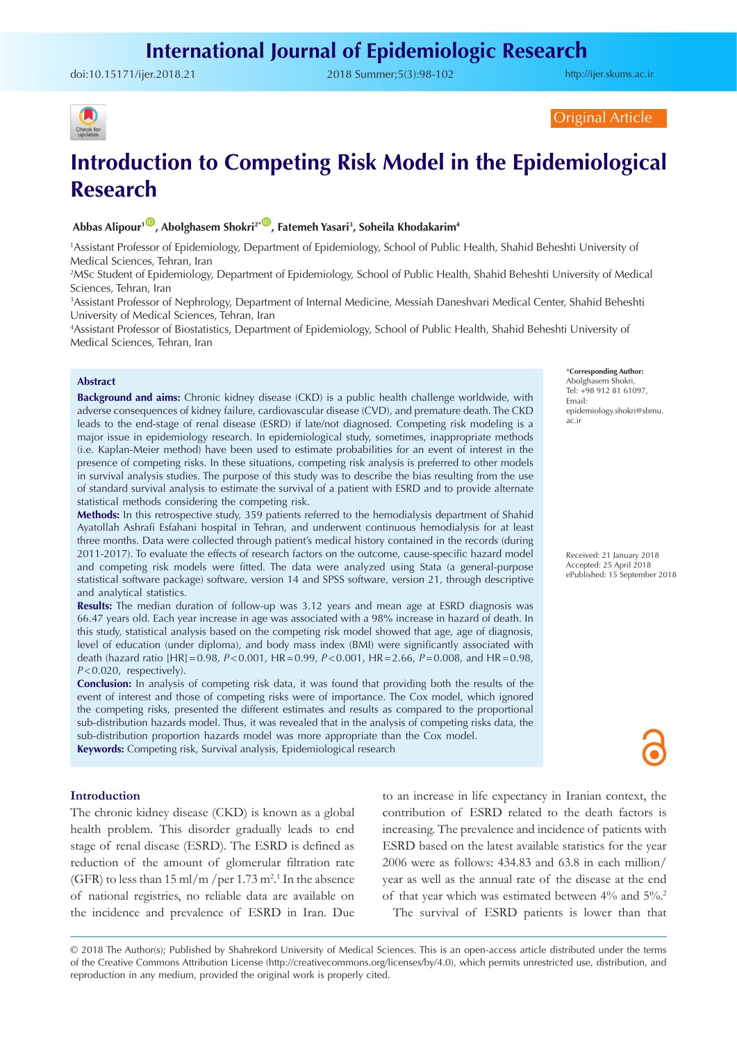Original Article

# Introduction to Competing Risk Model in the Epidemiological Research

**Abbas Alipour[1], Abolghasem Shokri[2*], Fatemeh Yasari[3], Soheila Khodakarim[4]**

[1]Assistant Professor of Epidemiology, Department of Epidemiology, School of Public Health, Shahid Beheshti University of Medical Sciences, Tehran, Iran
[2]MSc Student of Epidemiology, Department of Epidemiology, School of Public Health, Shahid Beheshti University of Medical Sciences, Tehran, Iran
[3]Assistant Professor of Nephrology, Department of Internal Medicine, Messiah Daneshvari Medical Center, Shahid Beheshti University of Medical Sciences, Tehran, Iran
[4]Assistant Professor of Biostatistics, Department of Epidemiology, School of Public Health, Shahid Beheshti University of Medical Sciences, Tehran, Iran

*Corresponding Author: Abolghasem Shokri, Tel: +98 912 81 61097, Email: epidemiology.shokri@sbmu.ac.ir

Received: 21 January 2018
Accepted: 25 April 2018
ePublished: 15 September 2018

## Abstract

**Background and aims:** Chronic kidney disease (CKD) is a public health challenge worldwide, with adverse consequences of kidney failure, cardiovascular disease (CVD), and premature death. The CKD leads to the end-stage of renal disease (ESRD) if late/not diagnosed. Competing risk modeling is a major issue in epidemiology research. In epidemiological study, sometimes, inappropriate methods (i.e. Kaplan-Meier method) have been used to estimate probabilities for an event of interest in the presence of competing risks. In these situations, competing risk analysis is preferred to other models in survival analysis studies. The purpose of this study was to describe the bias resulting from the use of standard survival analysis to estimate the survival of a patient with ESRD and to provide alternate statistical methods considering the competing risk.

**Methods:** In this retrospective study, 359 patients referred to the hemodialysis department of Shahid Ayatollah Ashrafi Esfahani hospital in Tehran, and underwent continuous hemodialysis for at least three months. Data were collected through patient's medical history contained in the records (during 2011-2017). To evaluate the effects of research factors on the outcome, cause-specific hazard model and competing risk models were fitted. The data were analyzed using Stata (a general-purpose statistical software package) software, version 14 and SPSS software, version 21, through descriptive and analytical statistics.

**Results:** The median duration of follow-up was 3.12 years and mean age at ESRD diagnosis was 66.47 years old. Each year increase in age was associated with a 98% increase in hazard of death. In this study, statistical analysis based on the competing risk model showed that age, age of diagnosis, level of education (under diploma), and body mass index (BMI) were significantly associated with death (hazard ratio [HR] = 0.98, $P<0.001$, HR = 0.99, $P<0.001$, HR = 2.66, $P=0.008$, and HR = 0.98, $P<0.020$, respectively).

**Conclusion:** In analysis of competing risk data, it was found that providing both the results of the event of interest and those of competing risks were of importance. The Cox model, which ignored the competing risks, presented the different estimates and results as compared to the proportional sub-distribution hazards model. Thus, it was revealed that in the analysis of competing risks data, the sub-distribution proportion hazards model was more appropriate than the Cox model.

**Keywords:** Competing risk, Survival analysis, Epidemiological research

## Introduction

The chronic kidney disease (CKD) is known as a global health problem. This disorder gradually leads to end stage of renal disease (ESRD). The ESRD is defined as reduction of the amount of glomerular filtration rate (GFR) to less than 15 ml/m /per 1.73 m$^2$.[1] In the absence of national registries, no reliable data are available on the incidence and prevalence of ESRD in Iran. Due to an increase in life expectancy in Iranian context, the contribution of ESRD related to the death factors is increasing. The prevalence and incidence of patients with ESRD based on the latest available statistics for the year 2006 were as follows: 434.83 and 63.8 in each million/year as well as the annual rate of the disease at the end of that year which was estimated between 4% and 5%.[2]

The survival of ESRD patients is lower than that

© 2018 The Author(s); Published by Shahrekord University of Medical Sciences. This is an open-access article distributed under the terms of the Creative Commons Attribution License (http://creativecommons.org/licenses/by/4.0), which permits unrestricted use, distribution, and reproduction in any medium, provided the original work is properly cited.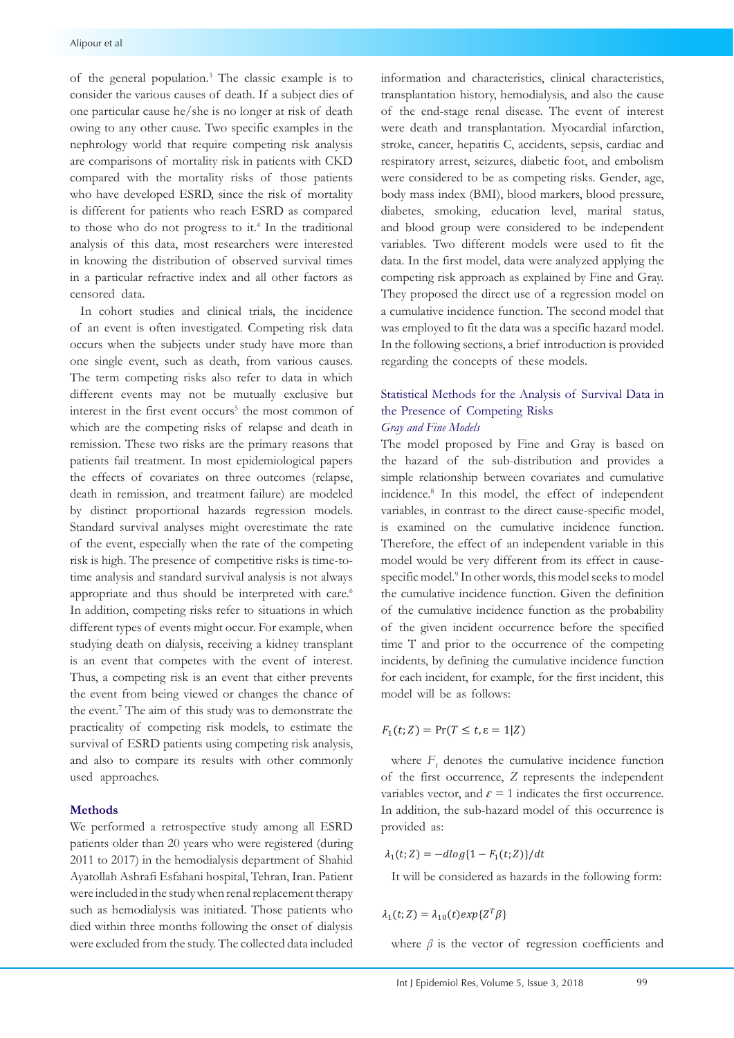of the general population.[3] The classic example is to consider the various causes of death. If a subject dies of one particular cause he/she is no longer at risk of death owing to any other cause. Two specific examples in the nephrology world that require competing risk analysis are comparisons of mortality risk in patients with CKD compared with the mortality risks of those patients who have developed ESRD, since the risk of mortality is different for patients who reach ESRD as compared to those who do not progress to it.[4] In the traditional analysis of this data, most researchers were interested in knowing the distribution of observed survival times in a particular refractive index and all other factors as censored data.

In cohort studies and clinical trials, the incidence of an event is often investigated. Competing risk data occurs when the subjects under study have more than one single event, such as death, from various causes. The term competing risks also refer to data in which different events may not be mutually exclusive but interest in the first event occurs[5] the most common of which are the competing risks of relapse and death in remission. These two risks are the primary reasons that patients fail treatment. In most epidemiological papers the effects of covariates on three outcomes (relapse, death in remission, and treatment failure) are modeled by distinct proportional hazards regression models. Standard survival analyses might overestimate the rate of the event, especially when the rate of the competing risk is high. The presence of competitive risks is time-to-time analysis and standard survival analysis is not always appropriate and thus should be interpreted with care.[6] In addition, competing risks refer to situations in which different types of events might occur. For example, when studying death on dialysis, receiving a kidney transplant is an event that competes with the event of interest. Thus, a competing risk is an event that either prevents the event from being viewed or changes the chance of the event.[7] The aim of this study was to demonstrate the practicality of competing risk models, to estimate the survival of ESRD patients using competing risk analysis, and also to compare its results with other commonly used approaches.

## Methods

We performed a retrospective study among all ESRD patients older than 20 years who were registered (during 2011 to 2017) in the hemodialysis department of Shahid Ayatollah Ashrafi Esfahani hospital, Tehran, Iran. Patient were included in the study when renal replacement therapy such as hemodialysis was initiated. Those patients who died within three months following the onset of dialysis were excluded from the study. The collected data included information and characteristics, clinical characteristics, transplantation history, hemodialysis, and also the cause of the end-stage renal disease. The event of interest were death and transplantation. Myocardial infarction, stroke, cancer, hepatitis C, accidents, sepsis, cardiac and respiratory arrest, seizures, diabetic foot, and embolism were considered to be as competing risks. Gender, age, body mass index (BMI), blood markers, blood pressure, diabetes, smoking, education level, marital status, and blood group were considered to be independent variables. Two different models were used to fit the data. In the first model, data were analyzed applying the competing risk approach as explained by Fine and Gray. They proposed the direct use of a regression model on a cumulative incidence function. The second model that was employed to fit the data was a specific hazard model. In the following sections, a brief introduction is provided regarding the concepts of these models.

### Statistical Methods for the Analysis of Survival Data in the Presence of Competing Risks

#### *Gray and Fine Models*

The model proposed by Fine and Gray is based on the hazard of the sub-distribution and provides a simple relationship between covariates and cumulative incidence.[8] In this model, the effect of independent variables, in contrast to the direct cause-specific model, is examined on the cumulative incidence function. Therefore, the effect of an independent variable in this model would be very different from its effect in cause-specific model.[9] In other words, this model seeks to model the cumulative incidence function. Given the definition of the cumulative incidence function as the probability of the given incident occurrence before the specified time T and prior to the occurrence of the competing incidents, by defining the cumulative incidence function for each incident, for example, for the first incident, this model will be as follows:

$$F_1(t;Z) = \Pr(T \leq t, \varepsilon = 1|Z)$$

where $F_1$ denotes the cumulative incidence function of the first occurrence, $Z$ represents the independent variables vector, and $\varepsilon = 1$ indicates the first occurrence. In addition, the sub-hazard model of this occurrence is provided as:

$$\lambda_1(t;Z) = -dlog\{1 - F_1(t;Z)\}/dt$$

It will be considered as hazards in the following form:

$$\lambda_1(t;Z) = \lambda_{10}(t)exp\{Z^T\beta\}$$

where $\beta$ is the vector of regression coefficients and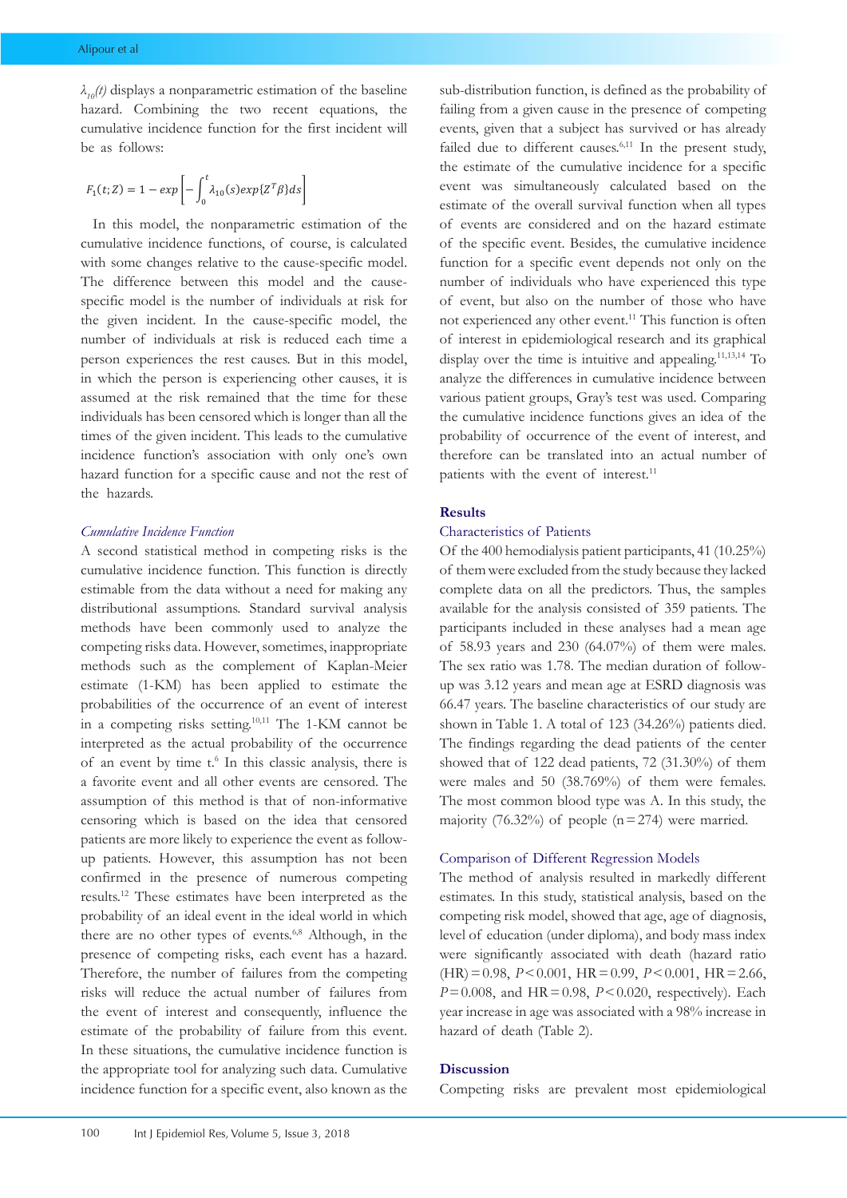$\lambda_{10}(t)$ displays a nonparametric estimation of the baseline hazard. Combining the two recent equations, the cumulative incidence function for the first incident will be as follows:

$$F_1(t;Z) = 1 - exp\left[-\int_0^t \lambda_{10}(s)exp\{Z^T\beta\}ds\right]$$

In this model, the nonparametric estimation of the cumulative incidence functions, of course, is calculated with some changes relative to the cause-specific model. The difference between this model and the cause-specific model is the number of individuals at risk for the given incident. In the cause-specific model, the number of individuals at risk is reduced each time a person experiences the rest causes. But in this model, in which the person is experiencing other causes, it is assumed at the risk remained that the time for these individuals has been censored which is longer than all the times of the given incident. This leads to the cumulative incidence function's association with only one's own hazard function for a specific cause and not the rest of the hazards.

### *Cumulative Incidence Function*

A second statistical method in competing risks is the cumulative incidence function. This function is directly estimable from the data without a need for making any distributional assumptions. Standard survival analysis methods have been commonly used to analyze the competing risks data. However, sometimes, inappropriate methods such as the complement of Kaplan-Meier estimate (1-KM) has been applied to estimate the probabilities of the occurrence of an event of interest in a competing risks setting.[10,11] The 1-KM cannot be interpreted as the actual probability of the occurrence of an event by time t.[6] In this classic analysis, there is a favorite event and all other events are censored. The assumption of this method is that of non-informative censoring which is based on the idea that censored patients are more likely to experience the event as follow-up patients. However, this assumption has not been confirmed in the presence of numerous competing results.[12] These estimates have been interpreted as the probability of an ideal event in the ideal world in which there are no other types of events.[6,8] Although, in the presence of competing risks, each event has a hazard. Therefore, the number of failures from the competing risks will reduce the actual number of failures from the event of interest and consequently, influence the estimate of the probability of failure from this event. In these situations, the cumulative incidence function is the appropriate tool for analyzing such data. Cumulative incidence function for a specific event, also known as the sub-distribution function, is defined as the probability of failing from a given cause in the presence of competing events, given that a subject has survived or has already failed due to different causes.[6,11] In the present study, the estimate of the cumulative incidence for a specific event was simultaneously calculated based on the estimate of the overall survival function when all types of events are considered and on the hazard estimate of the specific event. Besides, the cumulative incidence function for a specific event depends not only on the number of individuals who have experienced this type of event, but also on the number of those who have not experienced any other event.[11] This function is often of interest in epidemiological research and its graphical display over the time is intuitive and appealing.[11,13,14] To analyze the differences in cumulative incidence between various patient groups, Gray's test was used. Comparing the cumulative incidence functions gives an idea of the probability of occurrence of the event of interest, and therefore can be translated into an actual number of patients with the event of interest.[11]

## Results

### Characteristics of Patients

Of the 400 hemodialysis patient participants, 41 (10.25%) of them were excluded from the study because they lacked complete data on all the predictors. Thus, the samples available for the analysis consisted of 359 patients. The participants included in these analyses had a mean age of 58.93 years and 230 (64.07%) of them were males. The sex ratio was 1.78. The median duration of follow-up was 3.12 years and mean age at ESRD diagnosis was 66.47 years. The baseline characteristics of our study are shown in Table 1. A total of 123 (34.26%) patients died. The findings regarding the dead patients of the center showed that of 122 dead patients, 72 (31.30%) of them were males and 50 (38.769%) of them were females. The most common blood type was A. In this study, the majority (76.32%) of people (n = 274) were married.

### Comparison of Different Regression Models

The method of analysis resulted in markedly different estimates. In this study, statistical analysis, based on the competing risk model, showed that age, age of diagnosis, level of education (under diploma), and body mass index were significantly associated with death (hazard ratio (HR) = 0.98, $P < 0.001$, HR = 0.99, $P < 0.001$, HR = 2.66, $P = 0.008$, and HR = 0.98, $P < 0.020$, respectively). Each year increase in age was associated with a 98% increase in hazard of death (Table 2).

## Discussion

Competing risks are prevalent most epidemiological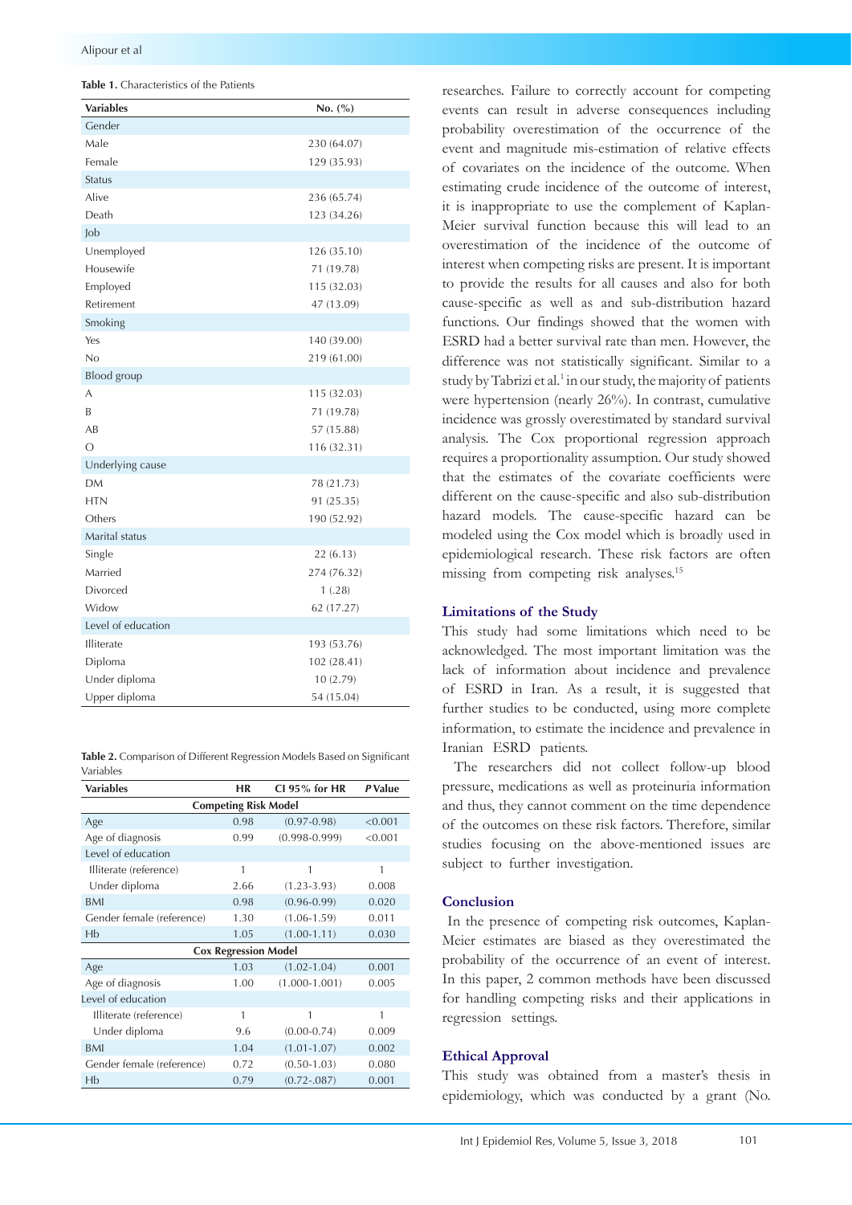**Table 1.** Characteristics of the Patients

| Variables | No. (%) |
| --- | --- |
| Gender | |
| Male | 230 (64.07) |
| Female | 129 (35.93) |
| Status | |
| Alive | 236 (65.74) |
| Death | 123 (34.26) |
| Job | |
| Unemployed | 126 (35.10) |
| Housewife | 71 (19.78) |
| Employed | 115 (32.03) |
| Retirement | 47 (13.09) |
| Smoking | |
| Yes | 140 (39.00) |
| No | 219 (61.00) |
| Blood group | |
| A | 115 (32.03) |
| B | 71 (19.78) |
| AB | 57 (15.88) |
| O | 116 (32.31) |
| Underlying cause | |
| DM | 78 (21.73) |
| HTN | 91 (25.35) |
| Others | 190 (52.92) |
| Marital status | |
| Single | 22 (6.13) |
| Married | 274 (76.32) |
| Divorced | 1 (.28) |
| Widow | 62 (17.27) |
| Level of education | |
| Illiterate | 193 (53.76) |
| Diploma | 102 (28.41) |
| Under diploma | 10 (2.79) |
| Upper diploma | 54 (15.04) |

**Table 2.** Comparison of Different Regression Models Based on Significant Variables

| Variables | HR | CI 95% for HR | *P* Value |
| --- | --- | --- | --- |
| **Competing Risk Model** | | | |
| Age | 0.98 | (0.97-0.98) | <0.001 |
| Age of diagnosis | 0.99 | (0.998-0.999) | <0.001 |
| Level of education | | | |
| Illiterate (reference) | 1 | 1 | 1 |
| Under diploma | 2.66 | (1.23-3.93) | 0.008 |
| BMI | 0.98 | (0.96-0.99) | 0.020 |
| Gender female (reference) | 1.30 | (1.06-1.59) | 0.011 |
| Hb | 1.05 | (1.00-1.11) | 0.030 |
| **Cox Regression Model** | | | |
| Age | 1.03 | (1.02-1.04) | 0.001 |
| Age of diagnosis | 1.00 | (1.000-1.001) | 0.005 |
| Level of education | | | |
| Illiterate (reference) | 1 | 1 | 1 |
| Under diploma | 9.6 | (0.00-0.74) | 0.009 |
| BMI | 1.04 | (1.01-1.07) | 0.002 |
| Gender female (reference) | 0.72 | (0.50-1.03) | 0.080 |
| Hb | 0.79 | (0.72-.087) | 0.001 |

researches. Failure to correctly account for competing events can result in adverse consequences including probability overestimation of the occurrence of the event and magnitude mis-estimation of relative effects of covariates on the incidence of the outcome. When estimating crude incidence of the outcome of interest, it is inappropriate to use the complement of Kaplan-Meier survival function because this will lead to an overestimation of the incidence of the outcome of interest when competing risks are present. It is important to provide the results for all causes and also for both cause-specific as well as and sub-distribution hazard functions. Our findings showed that the women with ESRD had a better survival rate than men. However, the difference was not statistically significant. Similar to a study by Tabrizi et al.[1] in our study, the majority of patients were hypertension (nearly 26%). In contrast, cumulative incidence was grossly overestimated by standard survival analysis. The Cox proportional regression approach requires a proportionality assumption. Our study showed that the estimates of the covariate coefficients were different on the cause-specific and also sub-distribution hazard models. The cause-specific hazard can be modeled using the Cox model which is broadly used in epidemiological research. These risk factors are often missing from competing risk analyses.[15]

## Limitations of the Study

This study had some limitations which need to be acknowledged. The most important limitation was the lack of information about incidence and prevalence of ESRD in Iran. As a result, it is suggested that further studies to be conducted, using more complete information, to estimate the incidence and prevalence in Iranian ESRD patients.

The researchers did not collect follow-up blood pressure, medications as well as proteinuria information and thus, they cannot comment on the time dependence of the outcomes on these risk factors. Therefore, similar studies focusing on the above-mentioned issues are subject to further investigation.

## Conclusion

In the presence of competing risk outcomes, Kaplan-Meier estimates are biased as they overestimated the probability of the occurrence of an event of interest. In this paper, 2 common methods have been discussed for handling competing risks and their applications in regression settings.

## Ethical Approval

This study was obtained from a master's thesis in epidemiology, which was conducted by a grant (No.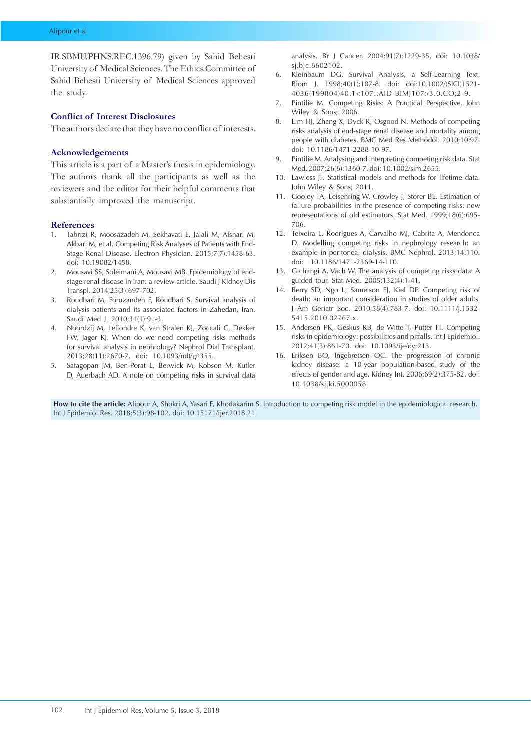IR.SBMU.PHNS.REC.1396.79) given by Sahid Behesti University of Medical Sciences. The Ethics Committee of Sahid Behesti University of Medical Sciences approved the study.

### Conflict of Interest Disclosures

The authors declare that they have no conflict of interests.

### Acknowledgements

This article is a part of a Master's thesis in epidemiology. The authors thank all the participants as well as the reviewers and the editor for their helpful comments that substantially improved the manuscript.

### References

1. Tabrizi R, Moosazadeh M, Sekhavati E, Jalali M, Afshari M, Akbari M, et al. Competing Risk Analyses of Patients with End-Stage Renal Disease. Electron Physician. 2015;7(7):1458-63. doi: 10.19082/1458.
2. Mousavi SS, Soleimani A, Mousavi MB. Epidemiology of end-stage renal disease in Iran: a review article. Saudi J Kidney Dis Transpl. 2014;25(3):697-702.
3. Roudbari M, Foruzandeh F, Roudbari S. Survival analysis of dialysis patients and its associated factors in Zahedan, Iran. Saudi Med J. 2010;31(1):91-3.
4. Noordzij M, Leffondre K, van Stralen KJ, Zoccali C, Dekker FW, Jager KJ. When do we need competing risks methods for survival analysis in nephrology? Nephrol Dial Transplant. 2013;28(11):2670-7. doi: 10.1093/ndt/gft355.
5. Satagopan JM, Ben-Porat L, Berwick M, Robson M, Kutler D, Auerbach AD. A note on competing risks in survival data analysis. Br J Cancer. 2004;91(7):1229-35. doi: 10.1038/sj.bjc.6602102.
6. Kleinbaum DG. Survival Analysis, a Self-Learning Text. Biom J. 1998;40(1):107-8. doi: doi:10.1002/(SICI)1521-4036(199804)40:1<107::AID-BIMJ107>3.0.CO;2-9.
7. Pintilie M. Competing Risks: A Practical Perspective. John Wiley & Sons; 2006.
8. Lim HJ, Zhang X, Dyck R, Osgood N. Methods of competing risks analysis of end-stage renal disease and mortality among people with diabetes. BMC Med Res Methodol. 2010;10:97. doi: 10.1186/1471-2288-10-97.
9. Pintilie M. Analysing and interpreting competing risk data. Stat Med. 2007;26(6):1360-7. doi: 10.1002/sim.2655.
10. Lawless JF. Statistical models and methods for lifetime data. John Wiley & Sons; 2011.
11. Gooley TA, Leisenring W, Crowley J, Storer BE. Estimation of failure probabilities in the presence of competing risks: new representations of old estimators. Stat Med. 1999;18(6):695-706.
12. Teixeira L, Rodrigues A, Carvalho MJ, Cabrita A, Mendonca D. Modelling competing risks in nephrology research: an example in peritoneal dialysis. BMC Nephrol. 2013;14:110. doi: 10.1186/1471-2369-14-110.
13. Gichangi A, Vach W. The analysis of competing risks data: A guided tour. Stat Med. 2005;132(4):1-41.
14. Berry SD, Ngo L, Samelson EJ, Kiel DP. Competing risk of death: an important consideration in studies of older adults. J Am Geriatr Soc. 2010;58(4):783-7. doi: 10.1111/j.1532-5415.2010.02767.x.
15. Andersen PK, Geskus RB, de Witte T, Putter H. Competing risks in epidemiology: possibilities and pitfalls. Int J Epidemiol. 2012;41(3):861-70. doi: 10.1093/ije/dyr213.
16. Eriksen BO, Ingebretsen OC. The progression of chronic kidney disease: a 10-year population-based study of the effects of gender and age. Kidney Int. 2006;69(2):375-82. doi: 10.1038/sj.ki.5000058.

**How to cite the article:** Alipour A, Shokri A, Yasari F, Khodakarim S. Introduction to competing risk model in the epidemiological research. Int J Epidemiol Res. 2018;5(3):98-102. doi: 10.15171/ijer.2018.21.